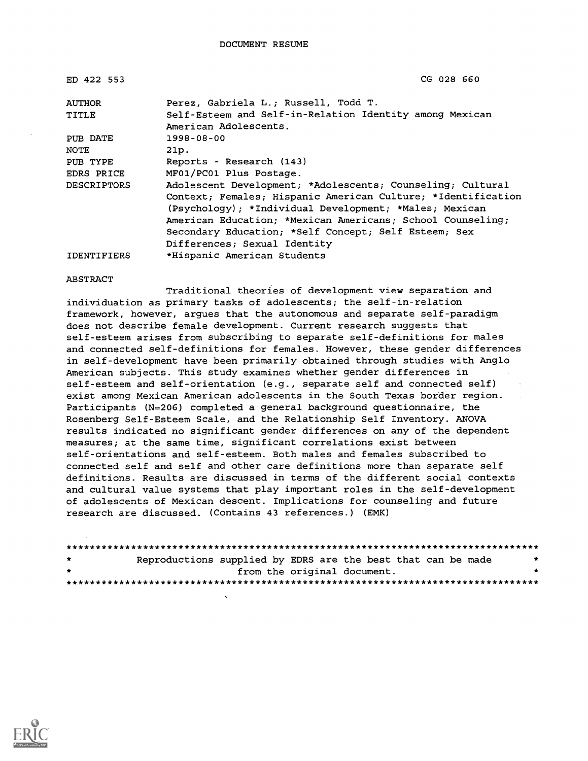# DOCUMENT RESUME

| | |
|---|---|
| ED 422 553 | CG 028 660 |
| AUTHOR | Perez, Gabriela L.; Russell, Todd T. |
| TITLE | Self-Esteem and Self-in-Relation Identity among Mexican American Adolescents. |
| PUB DATE | 1998-08-00 |
| NOTE | 21p. |
| PUB TYPE | Reports - Research (143) |
| EDRS PRICE | MF01/PC01 Plus Postage. |
| DESCRIPTORS | Adolescent Development; *Adolescents; Counseling; Cultural Context; Females; Hispanic American Culture; *Identification (Psychology); *Individual Development; *Males; Mexican American Education; *Mexican Americans; School Counseling; Secondary Education; *Self Concept; Self Esteem; Sex Differences; Sexual Identity |
| IDENTIFIERS | *Hispanic American Students |

ABSTRACT

Traditional theories of development view separation and individuation as primary tasks of adolescents; the self-in-relation framework, however, argues that the autonomous and separate self-paradigm does not describe female development. Current research suggests that self-esteem arises from subscribing to separate self-definitions for males and connected self-definitions for females. However, these gender differences in self-development have been primarily obtained through studies with Anglo American subjects. This study examines whether gender differences in self-esteem and self-orientation (e.g., separate self and connected self) exist among Mexican American adolescents in the South Texas border region. Participants (N=206) completed a general background questionnaire, the Rosenberg Self-Esteem Scale, and the Relationship Self Inventory. ANOVA results indicated no significant gender differences on any of the dependent measures; at the same time, significant correlations exist between self-orientations and self-esteem. Both males and females subscribed to connected self and self and other care definitions more than separate self definitions. Results are discussed in terms of the different social contexts and cultural value systems that play important roles in the self-development of adolescents of Mexican descent. Implications for counseling and future research are discussed. (Contains 43 references.) (EMK)

********************************************************************************
* Reproductions supplied by EDRS are the best that can be made *
* from the original document. *
********************************************************************************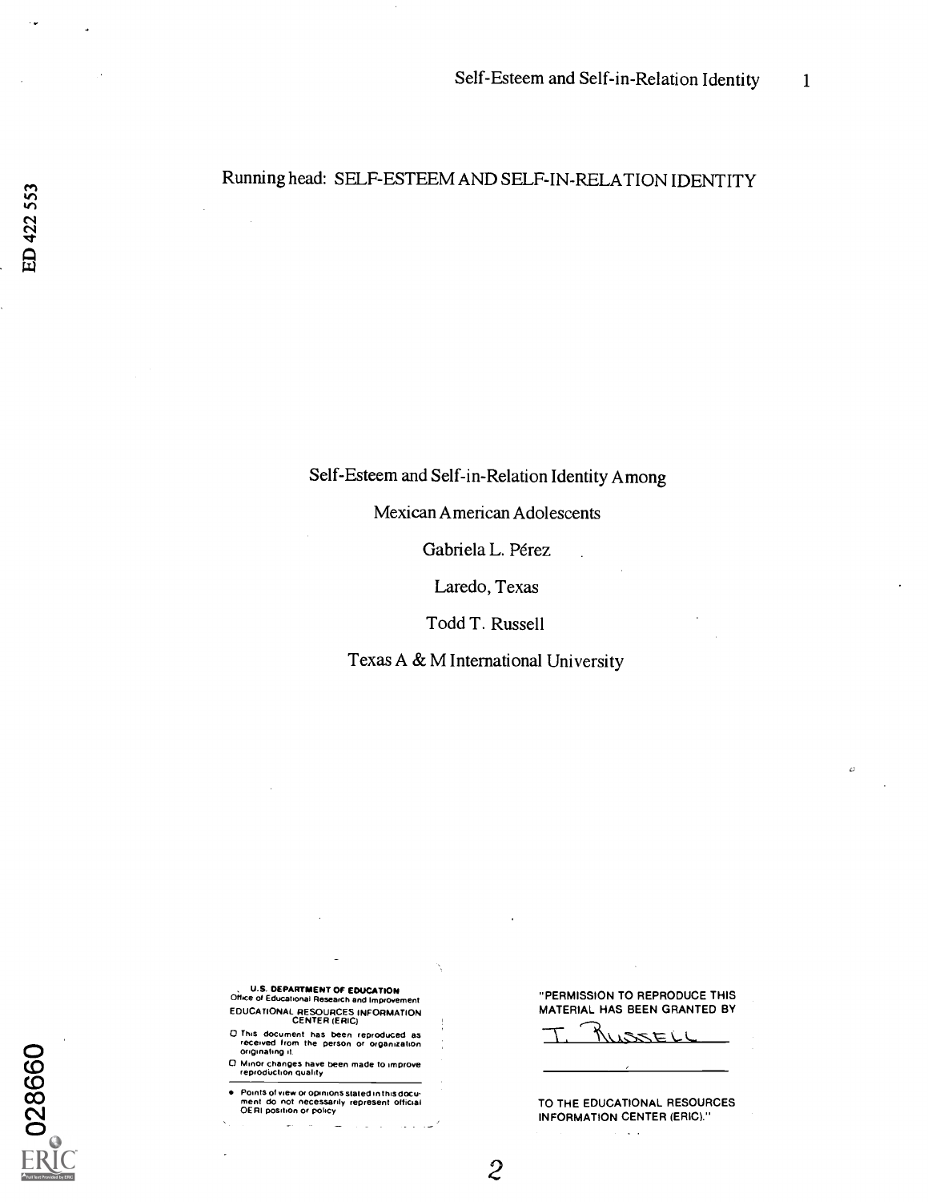Running head: SELF-ESTEEM AND SELF-IN-RELATION IDENTITY

Self-Esteem and Self-in-Relation Identity Among

Mexican American Adolescents

Gabriela L. Pérez

Laredo, Texas

Todd T. Russell

Texas A & M International University

U.S. DEPARTMENT OF EDUCATION
Office of Educational Research and Improvement
EDUCATIONAL RESOURCES INFORMATION CENTER (ERIC)

- This document has been reproduced as received from the person or organization originating it.
- Minor changes have been made to improve reproduction quality.

- Points of view or opinions stated in this document do not necessarily represent official OERI position or policy

"PERMISSION TO REPRODUCE THIS MATERIAL HAS BEEN GRANTED BY

T. Russell

TO THE EDUCATIONAL RESOURCES INFORMATION CENTER (ERIC)."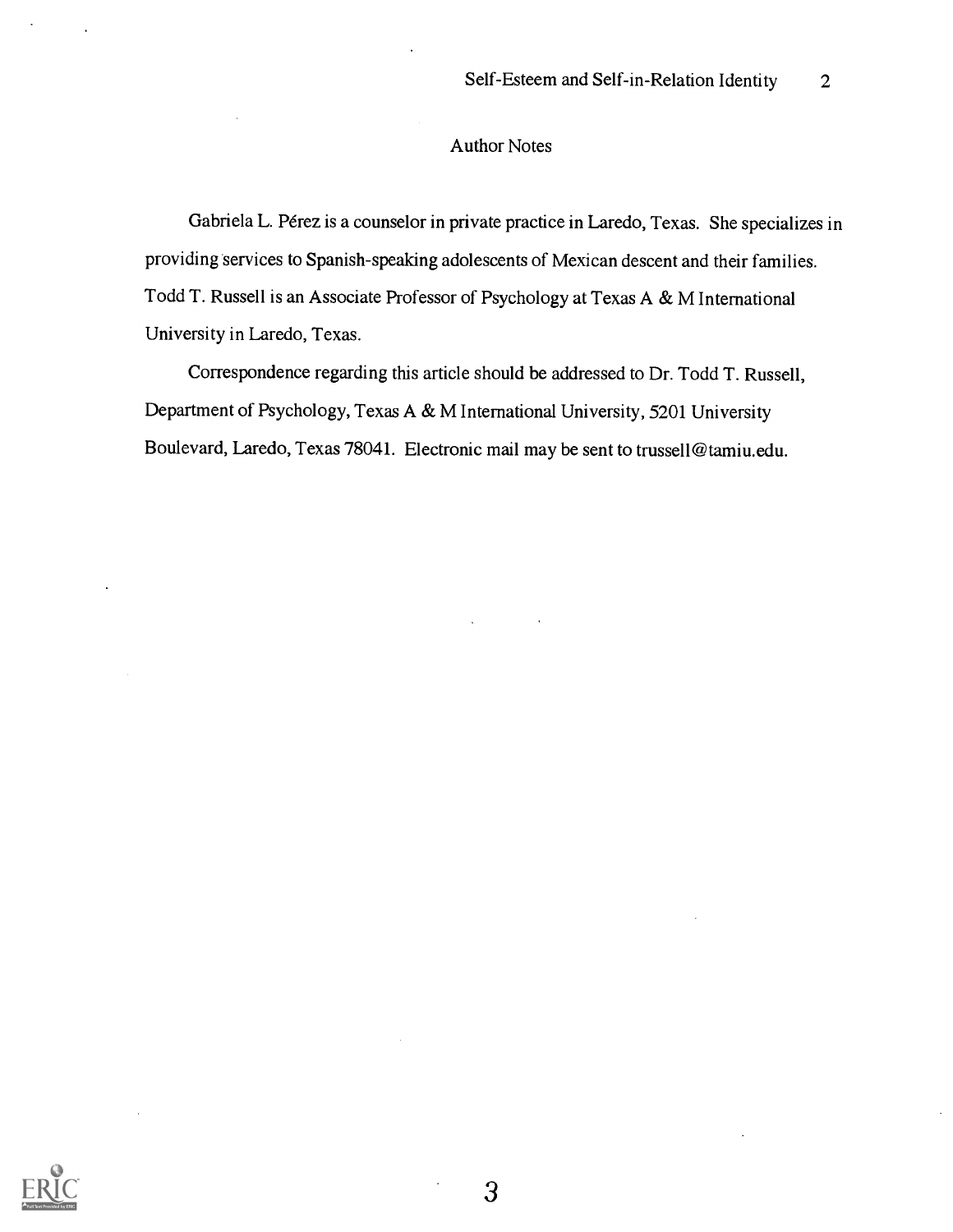## Author Notes

Gabriela L. Pérez is a counselor in private practice in Laredo, Texas. She specializes in providing services to Spanish-speaking adolescents of Mexican descent and their families. Todd T. Russell is an Associate Professor of Psychology at Texas A & M International University in Laredo, Texas.

Correspondence regarding this article should be addressed to Dr. Todd T. Russell, Department of Psychology, Texas A & M International University, 5201 University Boulevard, Laredo, Texas 78041. Electronic mail may be sent to trussell@tamiu.edu.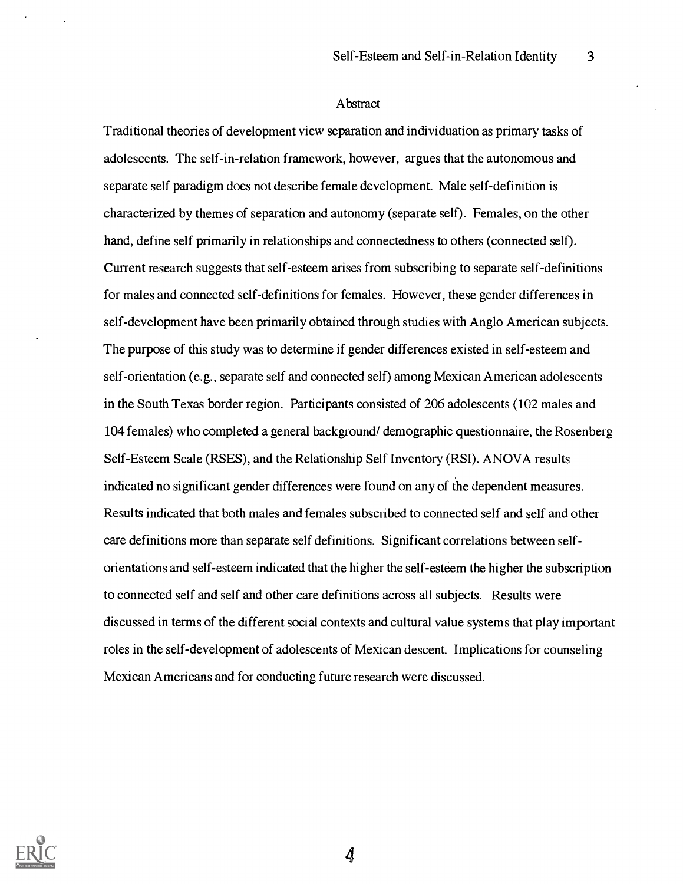# Abstract

Traditional theories of development view separation and individuation as primary tasks of adolescents. The self-in-relation framework, however, argues that the autonomous and separate self paradigm does not describe female development. Male self-definition is characterized by themes of separation and autonomy (separate self). Females, on the other hand, define self primarily in relationships and connectedness to others (connected self). Current research suggests that self-esteem arises from subscribing to separate self-definitions for males and connected self-definitions for females. However, these gender differences in self-development have been primarily obtained through studies with Anglo American subjects. The purpose of this study was to determine if gender differences existed in self-esteem and self-orientation (e.g., separate self and connected self) among Mexican American adolescents in the South Texas border region. Participants consisted of 206 adolescents (102 males and 104 females) who completed a general background/ demographic questionnaire, the Rosenberg Self-Esteem Scale (RSES), and the Relationship Self Inventory (RSI). ANOVA results indicated no significant gender differences were found on any of the dependent measures. Results indicated that both males and females subscribed to connected self and self and other care definitions more than separate self definitions. Significant correlations between self-orientations and self-esteem indicated that the higher the self-esteem the higher the subscription to connected self and self and other care definitions across all subjects. Results were discussed in terms of the different social contexts and cultural value systems that play important roles in the self-development of adolescents of Mexican descent. Implications for counseling Mexican Americans and for conducting future research were discussed.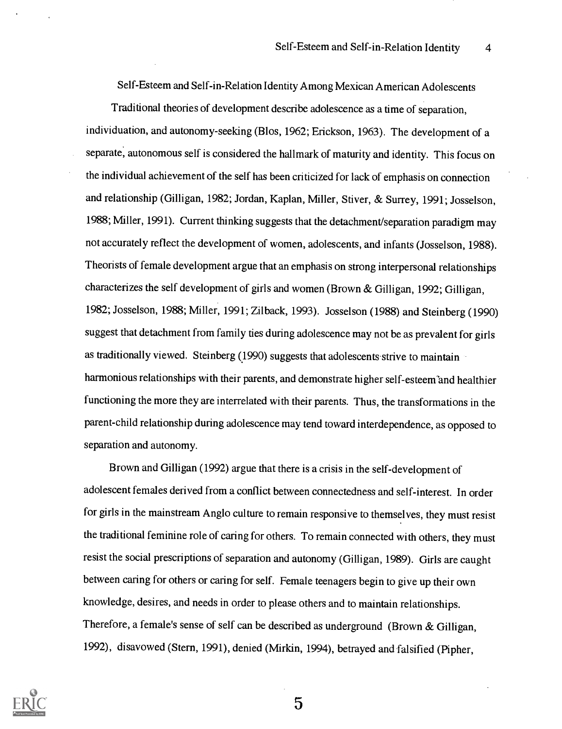# Self-Esteem and Self-in-Relation Identity Among Mexican American Adolescents

Traditional theories of development describe adolescence as a time of separation, individuation, and autonomy-seeking (Blos, 1962; Erickson, 1963). The development of a separate, autonomous self is considered the hallmark of maturity and identity. This focus on the individual achievement of the self has been criticized for lack of emphasis on connection and relationship (Gilligan, 1982; Jordan, Kaplan, Miller, Stiver, & Surrey, 1991; Josselson, 1988; Miller, 1991). Current thinking suggests that the detachment/separation paradigm may not accurately reflect the development of women, adolescents, and infants (Josselson, 1988). Theorists of female development argue that an emphasis on strong interpersonal relationships characterizes the self development of girls and women (Brown & Gilligan, 1992; Gilligan, 1982; Josselson, 1988; Miller, 1991; Zilback, 1993). Josselson (1988) and Steinberg (1990) suggest that detachment from family ties during adolescence may not be as prevalent for girls as traditionally viewed. Steinberg (1990) suggests that adolescents strive to maintain harmonious relationships with their parents, and demonstrate higher self-esteem and healthier functioning the more they are interrelated with their parents. Thus, the transformations in the parent-child relationship during adolescence may tend toward interdependence, as opposed to separation and autonomy.

Brown and Gilligan (1992) argue that there is a crisis in the self-development of adolescent females derived from a conflict between connectedness and self-interest. In order for girls in the mainstream Anglo culture to remain responsive to themselves, they must resist the traditional feminine role of caring for others. To remain connected with others, they must resist the social prescriptions of separation and autonomy (Gilligan, 1989). Girls are caught between caring for others or caring for self. Female teenagers begin to give up their own knowledge, desires, and needs in order to please others and to maintain relationships. Therefore, a female's sense of self can be described as underground (Brown & Gilligan, 1992), disavowed (Stern, 1991), denied (Mirkin, 1994), betrayed and falsified (Pipher,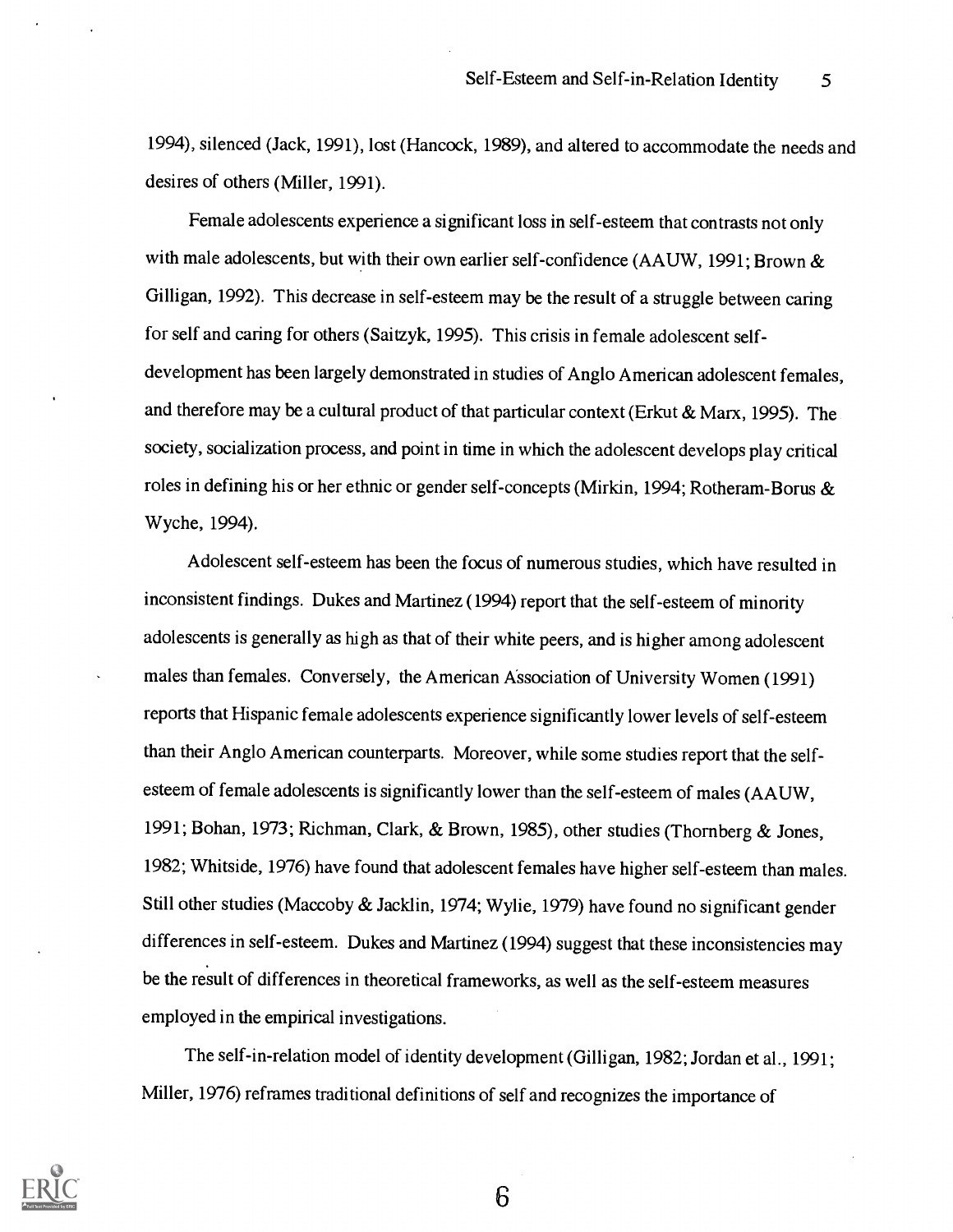1994), silenced (Jack, 1991), lost (Hancock, 1989), and altered to accommodate the needs and desires of others (Miller, 1991).

Female adolescents experience a significant loss in self-esteem that contrasts not only with male adolescents, but with their own earlier self-confidence (AAUW, 1991; Brown & Gilligan, 1992). This decrease in self-esteem may be the result of a struggle between caring for self and caring for others (Saitzyk, 1995). This crisis in female adolescent self-development has been largely demonstrated in studies of Anglo American adolescent females, and therefore may be a cultural product of that particular context (Erkut & Marx, 1995). The society, socialization process, and point in time in which the adolescent develops play critical roles in defining his or her ethnic or gender self-concepts (Mirkin, 1994; Rotheram-Borus & Wyche, 1994).

Adolescent self-esteem has been the focus of numerous studies, which have resulted in inconsistent findings. Dukes and Martinez (1994) report that the self-esteem of minority adolescents is generally as high as that of their white peers, and is higher among adolescent males than females. Conversely, the American Association of University Women (1991) reports that Hispanic female adolescents experience significantly lower levels of self-esteem than their Anglo American counterparts. Moreover, while some studies report that the self-esteem of female adolescents is significantly lower than the self-esteem of males (AAUW, 1991; Bohan, 1973; Richman, Clark, & Brown, 1985), other studies (Thornberg & Jones, 1982; Whitside, 1976) have found that adolescent females have higher self-esteem than males. Still other studies (Maccoby & Jacklin, 1974; Wylie, 1979) have found no significant gender differences in self-esteem. Dukes and Martinez (1994) suggest that these inconsistencies may be the result of differences in theoretical frameworks, as well as the self-esteem measures employed in the empirical investigations.

The self-in-relation model of identity development (Gilligan, 1982; Jordan et al., 1991; Miller, 1976) reframes traditional definitions of self and recognizes the importance of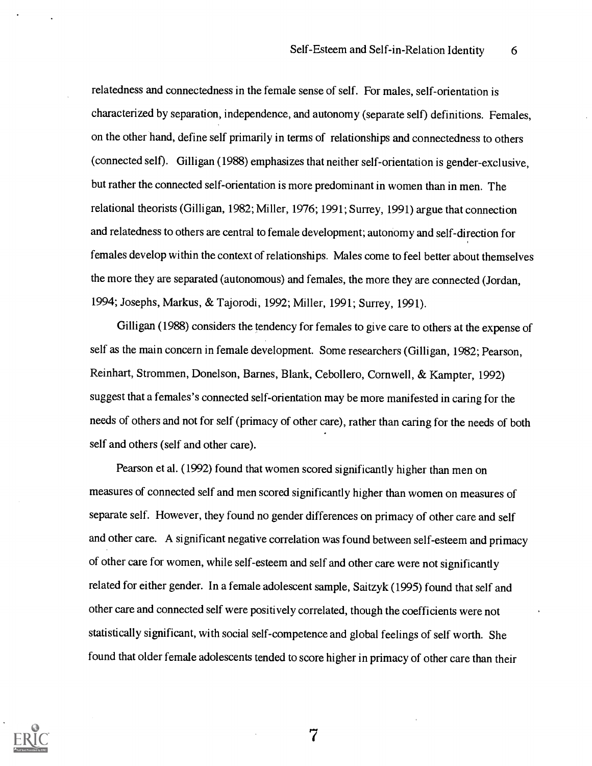relatedness and connectedness in the female sense of self. For males, self-orientation is characterized by separation, independence, and autonomy (separate self) definitions. Females, on the other hand, define self primarily in terms of relationships and connectedness to others (connected self). Gilligan (1988) emphasizes that neither self-orientation is gender-exclusive, but rather the connected self-orientation is more predominant in women than in men. The relational theorists (Gilligan, 1982; Miller, 1976; 1991; Surrey, 1991) argue that connection and relatedness to others are central to female development; autonomy and self-direction for females develop within the context of relationships. Males come to feel better about themselves the more they are separated (autonomous) and females, the more they are connected (Jordan, 1994; Josephs, Markus, & Tajorodi, 1992; Miller, 1991; Surrey, 1991).

Gilligan (1988) considers the tendency for females to give care to others at the expense of self as the main concern in female development. Some researchers (Gilligan, 1982; Pearson, Reinhart, Strommen, Donelson, Barnes, Blank, Cebollero, Cornwell, & Kampter, 1992) suggest that a females's connected self-orientation may be more manifested in caring for the needs of others and not for self (primacy of other care), rather than caring for the needs of both self and others (self and other care).

Pearson et al. (1992) found that women scored significantly higher than men on measures of connected self and men scored significantly higher than women on measures of separate self. However, they found no gender differences on primacy of other care and self and other care. A significant negative correlation was found between self-esteem and primacy of other care for women, while self-esteem and self and other care were not significantly related for either gender. In a female adolescent sample, Saitzyk (1995) found that self and other care and connected self were positively correlated, though the coefficients were not statistically significant, with social self-competence and global feelings of self worth. She found that older female adolescents tended to score higher in primacy of other care than their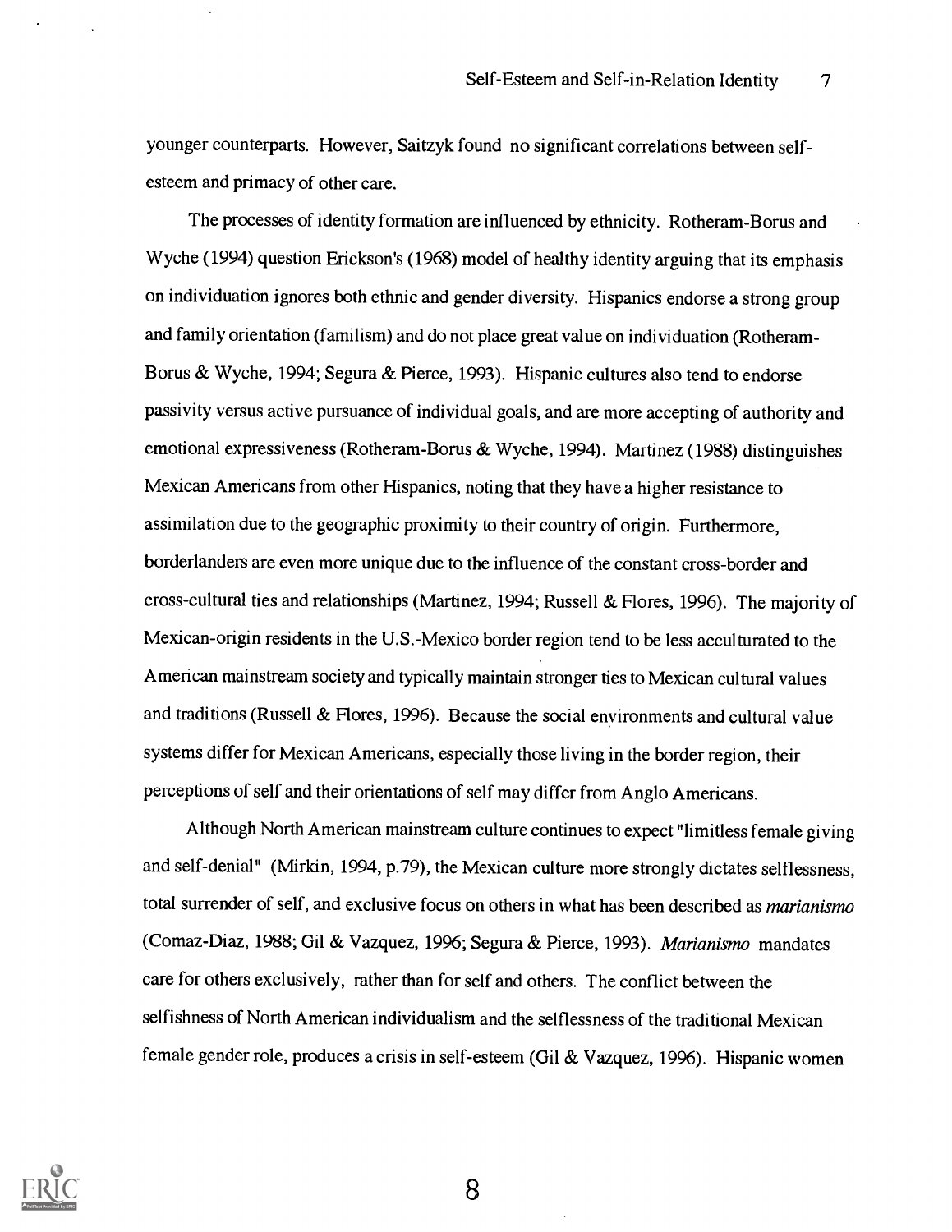younger counterparts. However, Saitzyk found no significant correlations between self-esteem and primacy of other care.

The processes of identity formation are influenced by ethnicity. Rotheram-Borus and Wyche (1994) question Erickson's (1968) model of healthy identity arguing that its emphasis on individuation ignores both ethnic and gender diversity. Hispanics endorse a strong group and family orientation (familism) and do not place great value on individuation (Rotheram-Borus & Wyche, 1994; Segura & Pierce, 1993). Hispanic cultures also tend to endorse passivity versus active pursuance of individual goals, and are more accepting of authority and emotional expressiveness (Rotheram-Borus & Wyche, 1994). Martinez (1988) distinguishes Mexican Americans from other Hispanics, noting that they have a higher resistance to assimilation due to the geographic proximity to their country of origin. Furthermore, borderlanders are even more unique due to the influence of the constant cross-border and cross-cultural ties and relationships (Martinez, 1994; Russell & Flores, 1996). The majority of Mexican-origin residents in the U.S.-Mexico border region tend to be less acculturated to the American mainstream society and typically maintain stronger ties to Mexican cultural values and traditions (Russell & Flores, 1996). Because the social environments and cultural value systems differ for Mexican Americans, especially those living in the border region, their perceptions of self and their orientations of self may differ from Anglo Americans.

Although North American mainstream culture continues to expect "limitless female giving and self-denial" (Mirkin, 1994, p.79), the Mexican culture more strongly dictates selflessness, total surrender of self, and exclusive focus on others in what has been described as *marianismo* (Comaz-Diaz, 1988; Gil & Vazquez, 1996; Segura & Pierce, 1993). *Marianismo* mandates care for others exclusively, rather than for self and others. The conflict between the selfishness of North American individualism and the selflessness of the traditional Mexican female gender role, produces a crisis in self-esteem (Gil & Vazquez, 1996). Hispanic women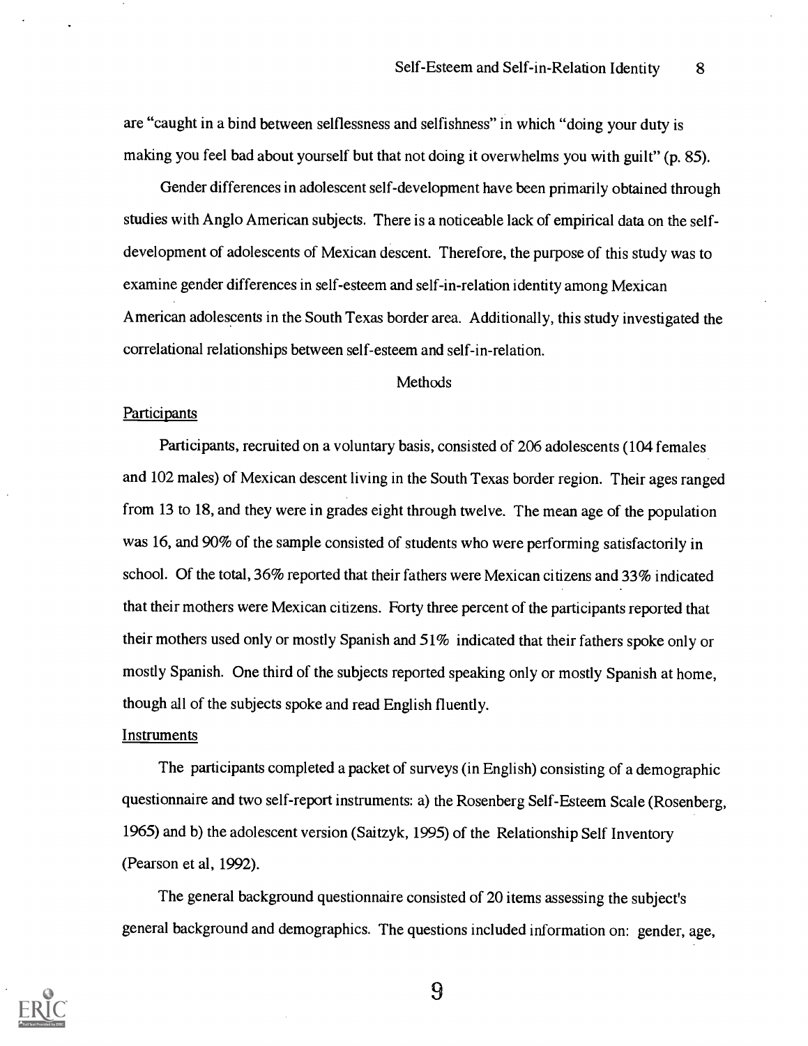are "caught in a bind between selflessness and selfishness" in which "doing your duty is making you feel bad about yourself but that not doing it overwhelms you with guilt" (p. 85).

Gender differences in adolescent self-development have been primarily obtained through studies with Anglo American subjects. There is a noticeable lack of empirical data on the self-development of adolescents of Mexican descent. Therefore, the purpose of this study was to examine gender differences in self-esteem and self-in-relation identity among Mexican American adolescents in the South Texas border area. Additionally, this study investigated the correlational relationships between self-esteem and self-in-relation.

## Methods

### Participants

Participants, recruited on a voluntary basis, consisted of 206 adolescents (104 females and 102 males) of Mexican descent living in the South Texas border region. Their ages ranged from 13 to 18, and they were in grades eight through twelve. The mean age of the population was 16, and 90% of the sample consisted of students who were performing satisfactorily in school. Of the total, 36% reported that their fathers were Mexican citizens and 33% indicated that their mothers were Mexican citizens. Forty three percent of the participants reported that their mothers used only or mostly Spanish and 51% indicated that their fathers spoke only or mostly Spanish. One third of the subjects reported speaking only or mostly Spanish at home, though all of the subjects spoke and read English fluently.

### Instruments

The participants completed a packet of surveys (in English) consisting of a demographic questionnaire and two self-report instruments: a) the Rosenberg Self-Esteem Scale (Rosenberg, 1965) and b) the adolescent version (Saitzyk, 1995) of the Relationship Self Inventory (Pearson et al, 1992).

The general background questionnaire consisted of 20 items assessing the subject's general background and demographics. The questions included information on: gender, age,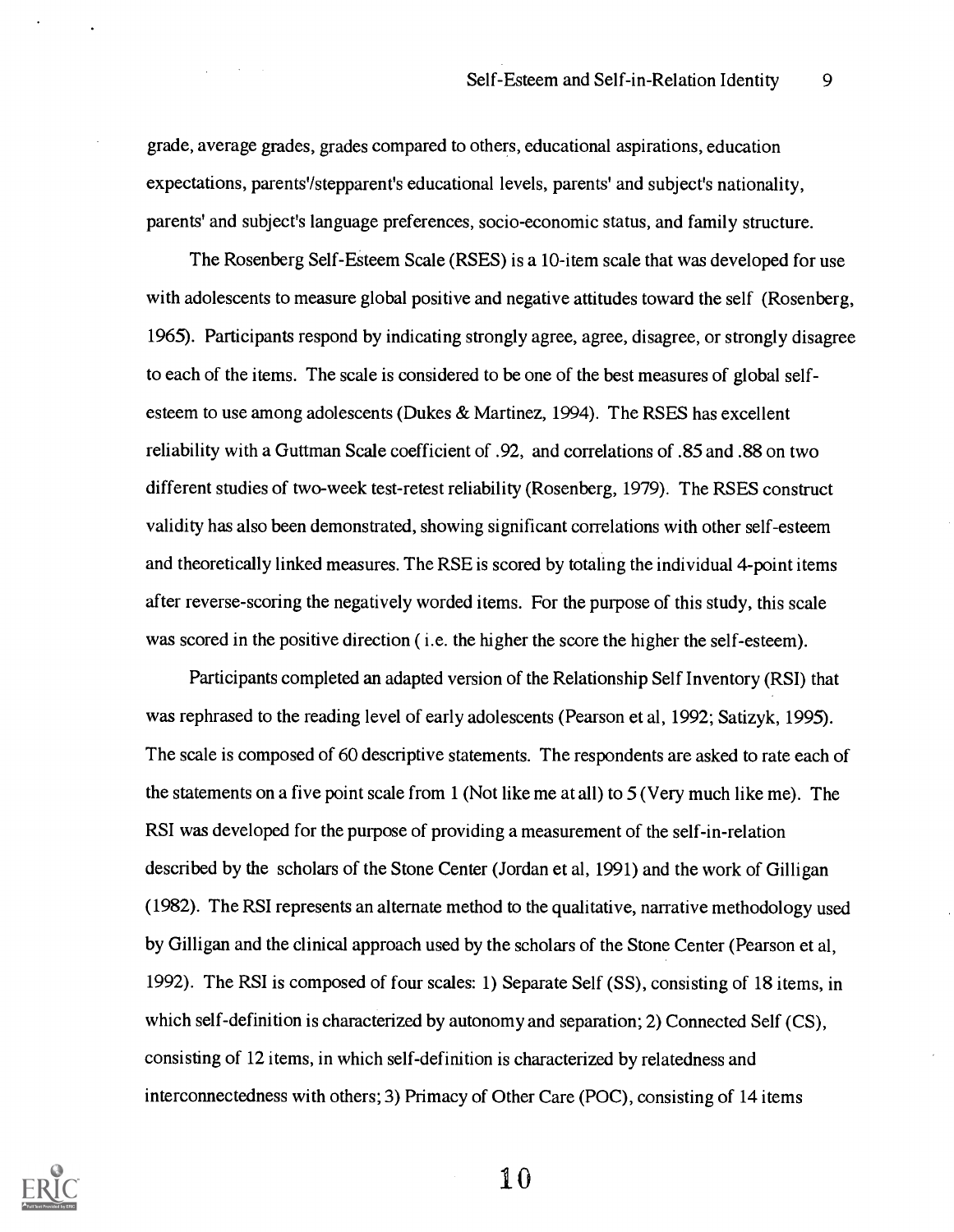grade, average grades, grades compared to others, educational aspirations, education expectations, parents'/stepparent's educational levels, parents' and subject's nationality, parents' and subject's language preferences, socio-economic status, and family structure.

The Rosenberg Self-Esteem Scale (RSES) is a 10-item scale that was developed for use with adolescents to measure global positive and negative attitudes toward the self (Rosenberg, 1965). Participants respond by indicating strongly agree, agree, disagree, or strongly disagree to each of the items. The scale is considered to be one of the best measures of global self-esteem to use among adolescents (Dukes & Martinez, 1994). The RSES has excellent reliability with a Guttman Scale coefficient of .92, and correlations of .85 and .88 on two different studies of two-week test-retest reliability (Rosenberg, 1979). The RSES construct validity has also been demonstrated, showing significant correlations with other self-esteem and theoretically linked measures. The RSE is scored by totaling the individual 4-point items after reverse-scoring the negatively worded items. For the purpose of this study, this scale was scored in the positive direction ( i.e. the higher the score the higher the self-esteem).

Participants completed an adapted version of the Relationship Self Inventory (RSI) that was rephrased to the reading level of early adolescents (Pearson et al, 1992; Satizyk, 1995). The scale is composed of 60 descriptive statements. The respondents are asked to rate each of the statements on a five point scale from 1 (Not like me at all) to 5 (Very much like me). The RSI was developed for the purpose of providing a measurement of the self-in-relation described by the scholars of the Stone Center (Jordan et al, 1991) and the work of Gilligan (1982). The RSI represents an alternate method to the qualitative, narrative methodology used by Gilligan and the clinical approach used by the scholars of the Stone Center (Pearson et al, 1992). The RSI is composed of four scales: 1) Separate Self (SS), consisting of 18 items, in which self-definition is characterized by autonomy and separation; 2) Connected Self (CS), consisting of 12 items, in which self-definition is characterized by relatedness and interconnectedness with others; 3) Primacy of Other Care (POC), consisting of 14 items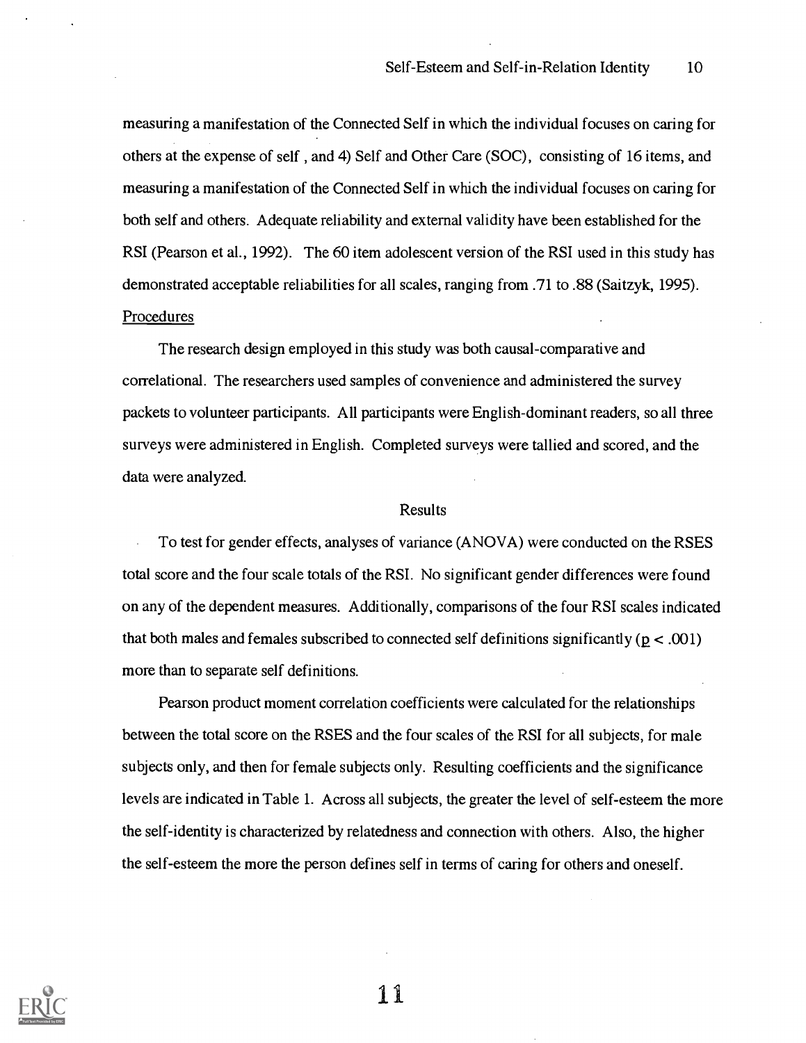measuring a manifestation of the Connected Self in which the individual focuses on caring for others at the expense of self , and 4) Self and Other Care (SOC), consisting of 16 items, and measuring a manifestation of the Connected Self in which the individual focuses on caring for both self and others. Adequate reliability and external validity have been established for the RSI (Pearson et al., 1992). The 60 item adolescent version of the RSI used in this study has demonstrated acceptable reliabilities for all scales, ranging from .71 to .88 (Saitzyk, 1995).

Procedures

The research design employed in this study was both causal-comparative and correlational. The researchers used samples of convenience and administered the survey packets to volunteer participants. All participants were English-dominant readers, so all three surveys were administered in English. Completed surveys were tallied and scored, and the data were analyzed.

## Results

To test for gender effects, analyses of variance (ANOVA) were conducted on the RSES total score and the four scale totals of the RSI. No significant gender differences were found on any of the dependent measures. Additionally, comparisons of the four RSI scales indicated that both males and females subscribed to connected self definitions significantly ($p < .001$) more than to separate self definitions.

Pearson product moment correlation coefficients were calculated for the relationships between the total score on the RSES and the four scales of the RSI for all subjects, for male subjects only, and then for female subjects only. Resulting coefficients and the significance levels are indicated in Table 1. Across all subjects, the greater the level of self-esteem the more the self-identity is characterized by relatedness and connection with others. Also, the higher the self-esteem the more the person defines self in terms of caring for others and oneself.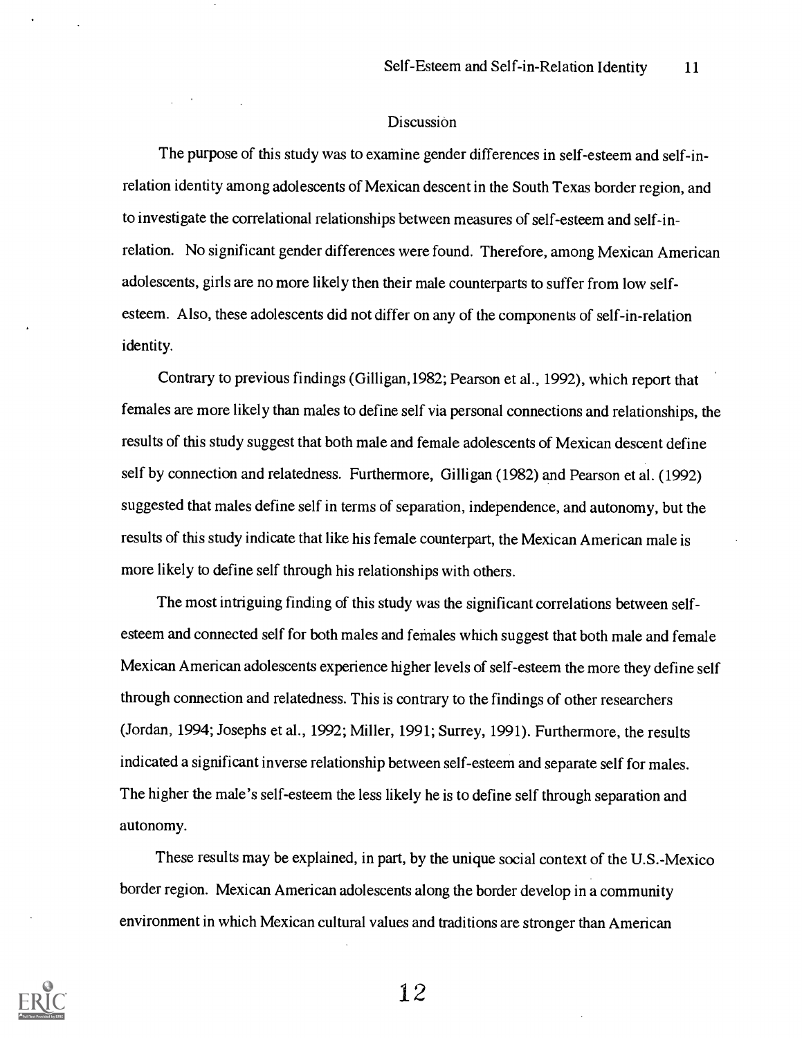## Discussion

The purpose of this study was to examine gender differences in self-esteem and self-in-relation identity among adolescents of Mexican descent in the South Texas border region, and to investigate the correlational relationships between measures of self-esteem and self-in-relation. No significant gender differences were found. Therefore, among Mexican American adolescents, girls are no more likely then their male counterparts to suffer from low self-esteem. Also, these adolescents did not differ on any of the components of self-in-relation identity.

Contrary to previous findings (Gilligan,1982; Pearson et al., 1992), which report that females are more likely than males to define self via personal connections and relationships, the results of this study suggest that both male and female adolescents of Mexican descent define self by connection and relatedness. Furthermore, Gilligan (1982) and Pearson et al. (1992) suggested that males define self in terms of separation, independence, and autonomy, but the results of this study indicate that like his female counterpart, the Mexican American male is more likely to define self through his relationships with others.

The most intriguing finding of this study was the significant correlations between self-esteem and connected self for both males and females which suggest that both male and female Mexican American adolescents experience higher levels of self-esteem the more they define self through connection and relatedness. This is contrary to the findings of other researchers (Jordan, 1994; Josephs et al., 1992; Miller, 1991; Surrey, 1991). Furthermore, the results indicated a significant inverse relationship between self-esteem and separate self for males. The higher the male's self-esteem the less likely he is to define self through separation and autonomy.

These results may be explained, in part, by the unique social context of the U.S.-Mexico border region. Mexican American adolescents along the border develop in a community environment in which Mexican cultural values and traditions are stronger than American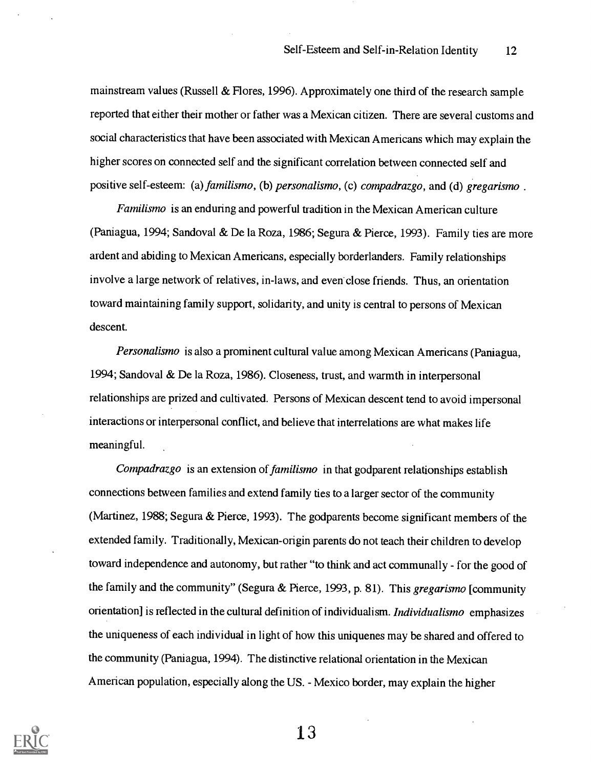mainstream values (Russell & Flores, 1996). Approximately one third of the research sample reported that either their mother or father was a Mexican citizen. There are several customs and social characteristics that have been associated with Mexican Americans which may explain the higher scores on connected self and the significant correlation between connected self and positive self-esteem: (a) *familismo*, (b) *personalismo*, (c) *compadrazgo*, and (d) *gregarismo* .

*Familismo* is an enduring and powerful tradition in the Mexican American culture (Paniagua, 1994; Sandoval & De la Roza, 1986; Segura & Pierce, 1993). Family ties are more ardent and abiding to Mexican Americans, especially borderlanders. Family relationships involve a large network of relatives, in-laws, and even close friends. Thus, an orientation toward maintaining family support, solidarity, and unity is central to persons of Mexican descent.

*Personalismo* is also a prominent cultural value among Mexican Americans (Paniagua, 1994; Sandoval & De la Roza, 1986). Closeness, trust, and warmth in interpersonal relationships are prized and cultivated. Persons of Mexican descent tend to avoid impersonal interactions or interpersonal conflict, and believe that interrelations are what makes life meaningful.

*Compadrazgo* is an extension of *familismo* in that godparent relationships establish connections between families and extend family ties to a larger sector of the community (Martinez, 1988; Segura & Pierce, 1993). The godparents become significant members of the extended family. Traditionally, Mexican-origin parents do not teach their children to develop toward independence and autonomy, but rather "to think and act communally - for the good of the family and the community" (Segura & Pierce, 1993, p. 81). This *gregarismo* [community orientation] is reflected in the cultural definition of individualism. *Individualismo* emphasizes the uniqueness of each individual in light of how this uniquenes may be shared and offered to the community (Paniagua, 1994). The distinctive relational orientation in the Mexican American population, especially along the US. - Mexico border, may explain the higher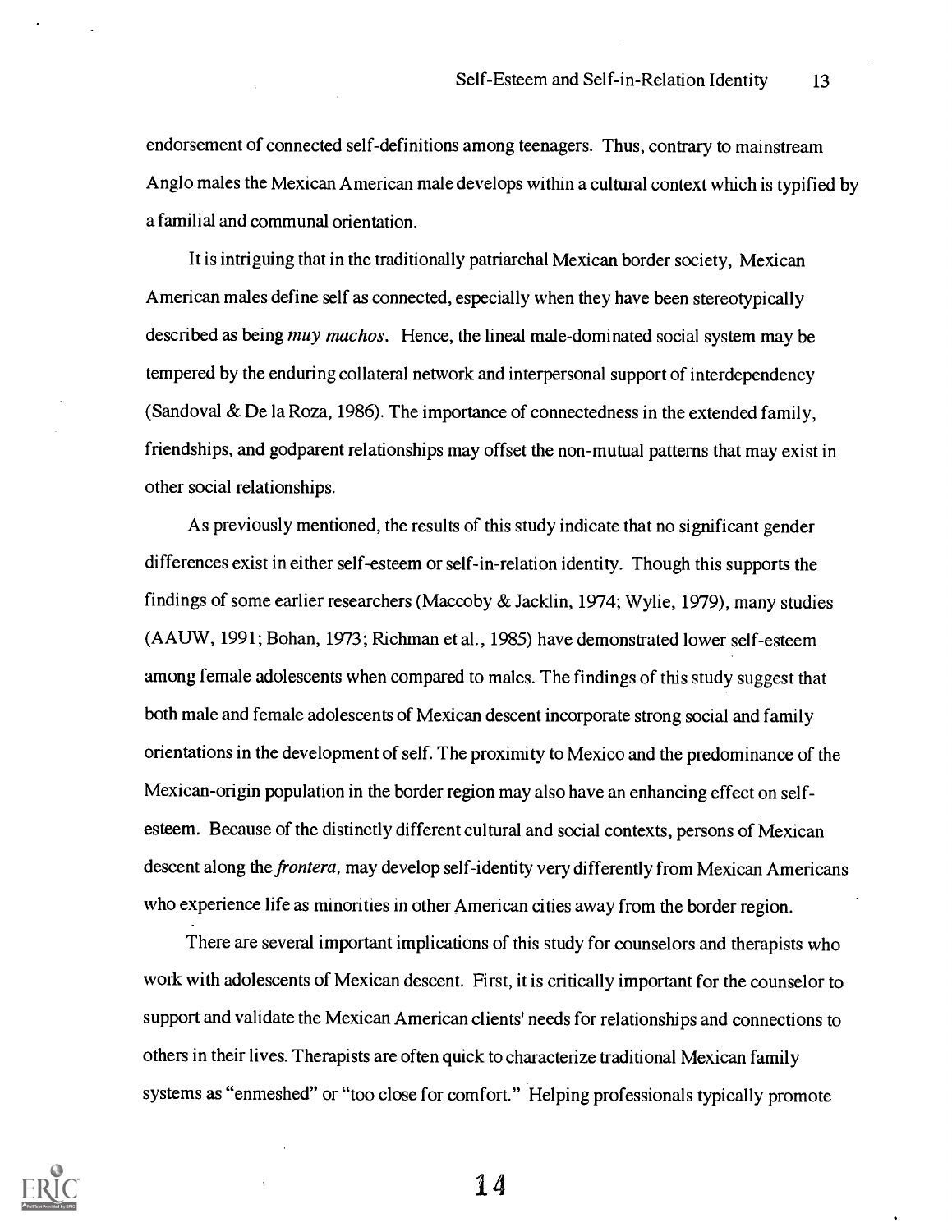endorsement of connected self-definitions among teenagers. Thus, contrary to mainstream Anglo males the Mexican American male develops within a cultural context which is typified by a familial and communal orientation.

It is intriguing that in the traditionally patriarchal Mexican border society, Mexican American males define self as connected, especially when they have been stereotypically described as being *muy machos*. Hence, the lineal male-dominated social system may be tempered by the enduring collateral network and interpersonal support of interdependency (Sandoval & De la Roza, 1986). The importance of connectedness in the extended family, friendships, and godparent relationships may offset the non-mutual patterns that may exist in other social relationships.

As previously mentioned, the results of this study indicate that no significant gender differences exist in either self-esteem or self-in-relation identity. Though this supports the findings of some earlier researchers (Maccoby & Jacklin, 1974; Wylie, 1979), many studies (AAUW, 1991; Bohan, 1973; Richman et al., 1985) have demonstrated lower self-esteem among female adolescents when compared to males. The findings of this study suggest that both male and female adolescents of Mexican descent incorporate strong social and family orientations in the development of self. The proximity to Mexico and the predominance of the Mexican-origin population in the border region may also have an enhancing effect on self-esteem. Because of the distinctly different cultural and social contexts, persons of Mexican descent along the *frontera*, may develop self-identity very differently from Mexican Americans who experience life as minorities in other American cities away from the border region.

There are several important implications of this study for counselors and therapists who work with adolescents of Mexican descent. First, it is critically important for the counselor to support and validate the Mexican American clients' needs for relationships and connections to others in their lives. Therapists are often quick to characterize traditional Mexican family systems as "enmeshed" or "too close for comfort." Helping professionals typically promote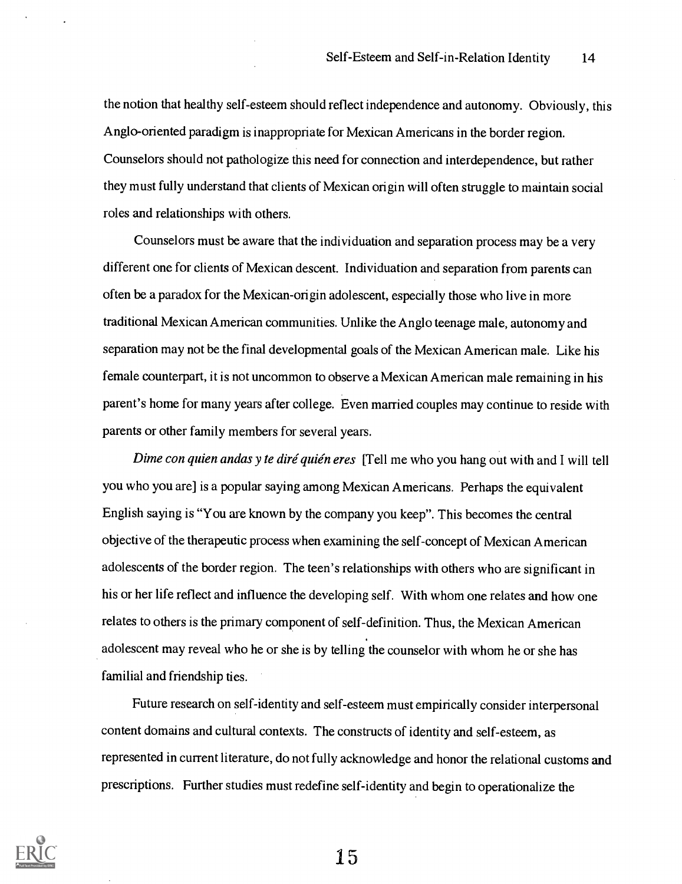the notion that healthy self-esteem should reflect independence and autonomy. Obviously, this Anglo-oriented paradigm is inappropriate for Mexican Americans in the border region. Counselors should not pathologize this need for connection and interdependence, but rather they must fully understand that clients of Mexican origin will often struggle to maintain social roles and relationships with others.

Counselors must be aware that the individuation and separation process may be a very different one for clients of Mexican descent. Individuation and separation from parents can often be a paradox for the Mexican-origin adolescent, especially those who live in more traditional Mexican American communities. Unlike the Anglo teenage male, autonomy and separation may not be the final developmental goals of the Mexican American male. Like his female counterpart, it is not uncommon to observe a Mexican American male remaining in his parent's home for many years after college. Even married couples may continue to reside with parents or other family members for several years.

*Dime con quien andas y te diré quién eres* [Tell me who you hang out with and I will tell you who you are] is a popular saying among Mexican Americans. Perhaps the equivalent English saying is "You are known by the company you keep". This becomes the central objective of the therapeutic process when examining the self-concept of Mexican American adolescents of the border region. The teen's relationships with others who are significant in his or her life reflect and influence the developing self. With whom one relates and how one relates to others is the primary component of self-definition. Thus, the Mexican American adolescent may reveal who he or she is by telling the counselor with whom he or she has familial and friendship ties.

Future research on self-identity and self-esteem must empirically consider interpersonal content domains and cultural contexts. The constructs of identity and self-esteem, as represented in current literature, do not fully acknowledge and honor the relational customs and prescriptions. Further studies must redefine self-identity and begin to operationalize the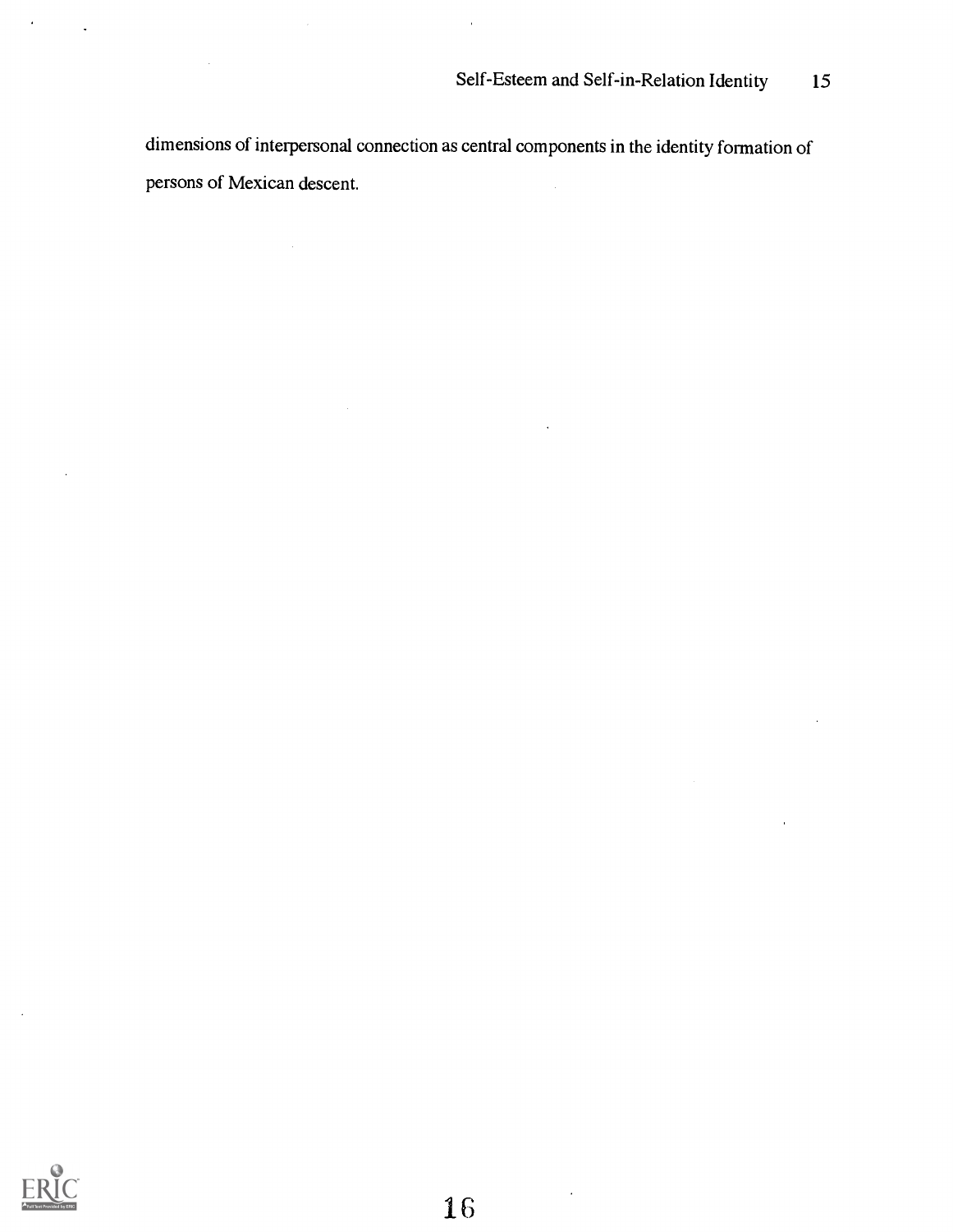dimensions of interpersonal connection as central components in the identity formation of persons of Mexican descent.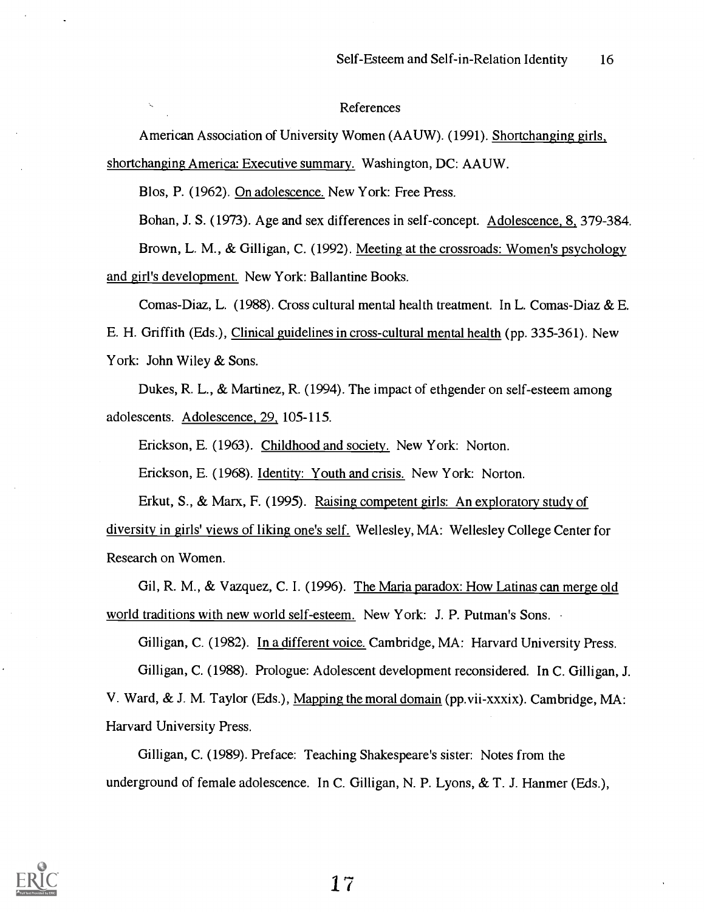# References

American Association of University Women (AAUW). (1991). Shortchanging girls, shortchanging America: Executive summary. Washington, DC: AAUW.

Blos, P. (1962). On adolescence. New York: Free Press.

Bohan, J. S. (1973). Age and sex differences in self-concept. Adolescence, 8, 379-384.

Brown, L. M., & Gilligan, C. (1992). Meeting at the crossroads: Women's psychology and girl's development. New York: Ballantine Books.

Comas-Diaz, L. (1988). Cross cultural mental health treatment. In L. Comas-Diaz & E. E. H. Griffith (Eds.), Clinical guidelines in cross-cultural mental health (pp. 335-361). New York: John Wiley & Sons.

Dukes, R. L., & Martinez, R. (1994). The impact of ethgender on self-esteem among adolescents. Adolescence, 29, 105-115.

Erickson, E. (1963). Childhood and society. New York: Norton.

Erickson, E. (1968). Identity: Youth and crisis. New York: Norton.

Erkut, S., & Marx, F. (1995). Raising competent girls: An exploratory study of diversity in girls' views of liking one's self. Wellesley, MA: Wellesley College Center for Research on Women.

Gil, R. M., & Vazquez, C. I. (1996). The Maria paradox: How Latinas can merge old world traditions with new world self-esteem. New York: J. P. Putman's Sons.

Gilligan, C. (1982). In a different voice. Cambridge, MA: Harvard University Press.

Gilligan, C. (1988). Prologue: Adolescent development reconsidered. In C. Gilligan, J. V. Ward, & J. M. Taylor (Eds.), Mapping the moral domain (pp.vii-xxxix). Cambridge, MA: Harvard University Press.

Gilligan, C. (1989). Preface: Teaching Shakespeare's sister: Notes from the underground of female adolescence. In C. Gilligan, N. P. Lyons, & T. J. Hanmer (Eds.),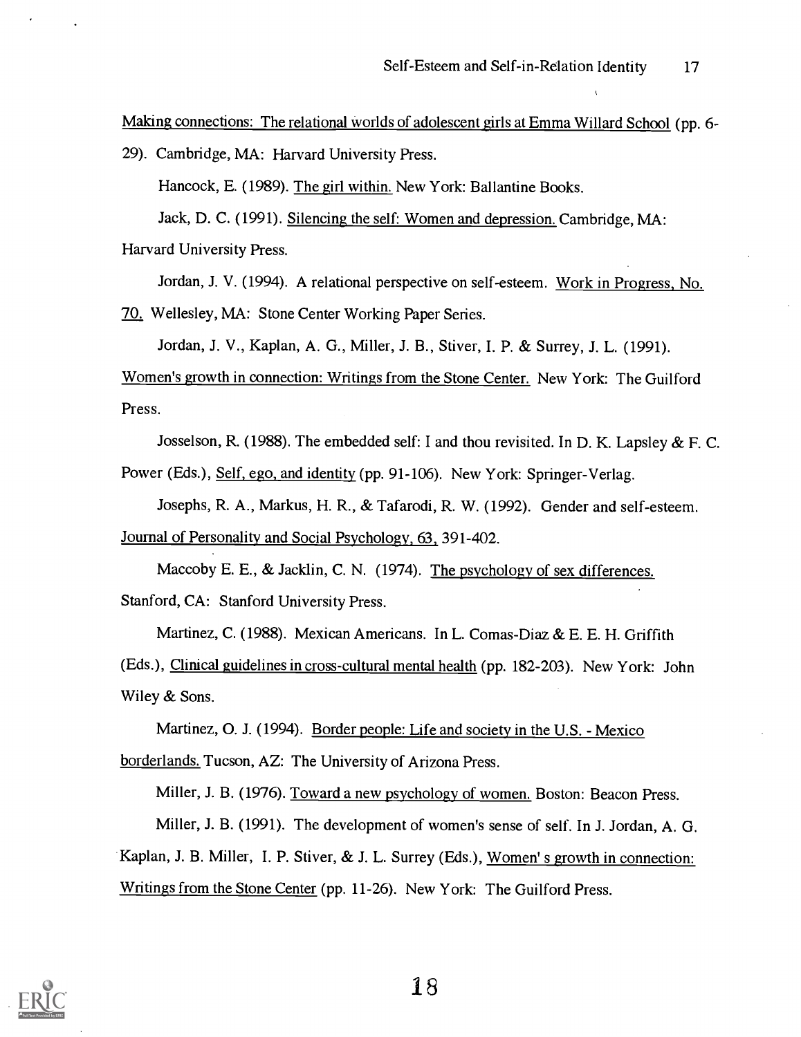Making connections: The relational worlds of adolescent girls at Emma Willard School (pp. 6-29). Cambridge, MA: Harvard University Press.

Hancock, E. (1989). The girl within. New York: Ballantine Books.

Jack, D. C. (1991). Silencing the self: Women and depression. Cambridge, MA: Harvard University Press.

Jordan, J. V. (1994). A relational perspective on self-esteem. Work in Progress, No. 70. Wellesley, MA: Stone Center Working Paper Series.

Jordan, J. V., Kaplan, A. G., Miller, J. B., Stiver, I. P. & Surrey, J. L. (1991). Women's growth in connection: Writings from the Stone Center. New York: The Guilford Press.

Josselson, R. (1988). The embedded self: I and thou revisited. In D. K. Lapsley & F. C. Power (Eds.), Self, ego, and identity (pp. 91-106). New York: Springer-Verlag.

Josephs, R. A., Markus, H. R., & Tafarodi, R. W. (1992). Gender and self-esteem. Journal of Personality and Social Psychology, 63, 391-402.

Maccoby E. E., & Jacklin, C. N. (1974). The psychology of sex differences. Stanford, CA: Stanford University Press.

Martinez, C. (1988). Mexican Americans. In L. Comas-Diaz & E. E. H. Griffith (Eds.), Clinical guidelines in cross-cultural mental health (pp. 182-203). New York: John Wiley & Sons.

Martinez, O. J. (1994). Border people: Life and society in the U.S. - Mexico borderlands. Tucson, AZ: The University of Arizona Press.

Miller, J. B. (1976). Toward a new psychology of women. Boston: Beacon Press.

Miller, J. B. (1991). The development of women's sense of self. In J. Jordan, A. G. Kaplan, J. B. Miller, I. P. Stiver, & J. L. Surrey (Eds.), Women' s growth in connection: Writings from the Stone Center (pp. 11-26). New York: The Guilford Press.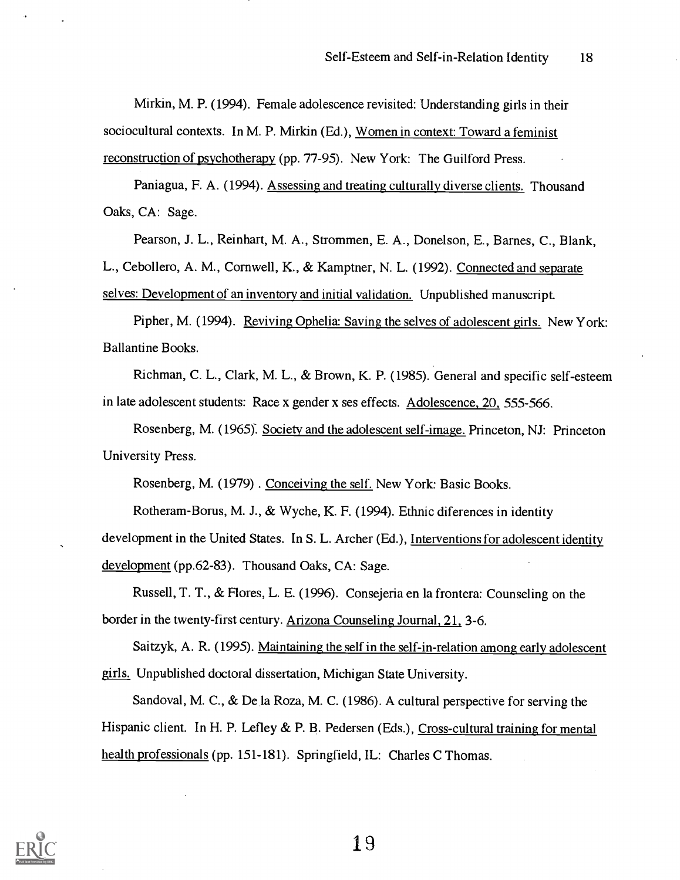Mirkin, M. P. (1994). Female adolescence revisited: Understanding girls in their sociocultural contexts. In M. P. Mirkin (Ed.), Women in context: Toward a feminist reconstruction of psychotherapy (pp. 77-95). New York: The Guilford Press.

Paniagua, F. A. (1994). Assessing and treating culturally diverse clients. Thousand Oaks, CA: Sage.

Pearson, J. L., Reinhart, M. A., Strommen, E. A., Donelson, E., Barnes, C., Blank, L., Cebollero, A. M., Cornwell, K., & Kamptner, N. L. (1992). Connected and separate selves: Development of an inventory and initial validation. Unpublished manuscript.

Pipher, M. (1994). Reviving Ophelia: Saving the selves of adolescent girls. New York: Ballantine Books.

Richman, C. L., Clark, M. L., & Brown, K. P. (1985). General and specific self-esteem in late adolescent students: Race x gender x ses effects. Adolescence, 20, 555-566.

Rosenberg, M. (1965). Society and the adolescent self-image. Princeton, NJ: Princeton University Press.

Rosenberg, M. (1979) . Conceiving the self. New York: Basic Books.

Rotheram-Borus, M. J., & Wyche, K. F. (1994). Ethnic diferences in identity development in the United States. In S. L. Archer (Ed.), Interventions for adolescent identity development (pp.62-83). Thousand Oaks, CA: Sage.

Russell, T. T., & Flores, L. E. (1996). Consejeria en la frontera: Counseling on the border in the twenty-first century. Arizona Counseling Journal, 21, 3-6.

Saitzyk, A. R. (1995). Maintaining the self in the self-in-relation among early adolescent girls. Unpublished doctoral dissertation, Michigan State University.

Sandoval, M. C., & De la Roza, M. C. (1986). A cultural perspective for serving the Hispanic client. In H. P. Lefley & P. B. Pedersen (Eds.), Cross-cultural training for mental health professionals (pp. 151-181). Springfield, IL: Charles C Thomas.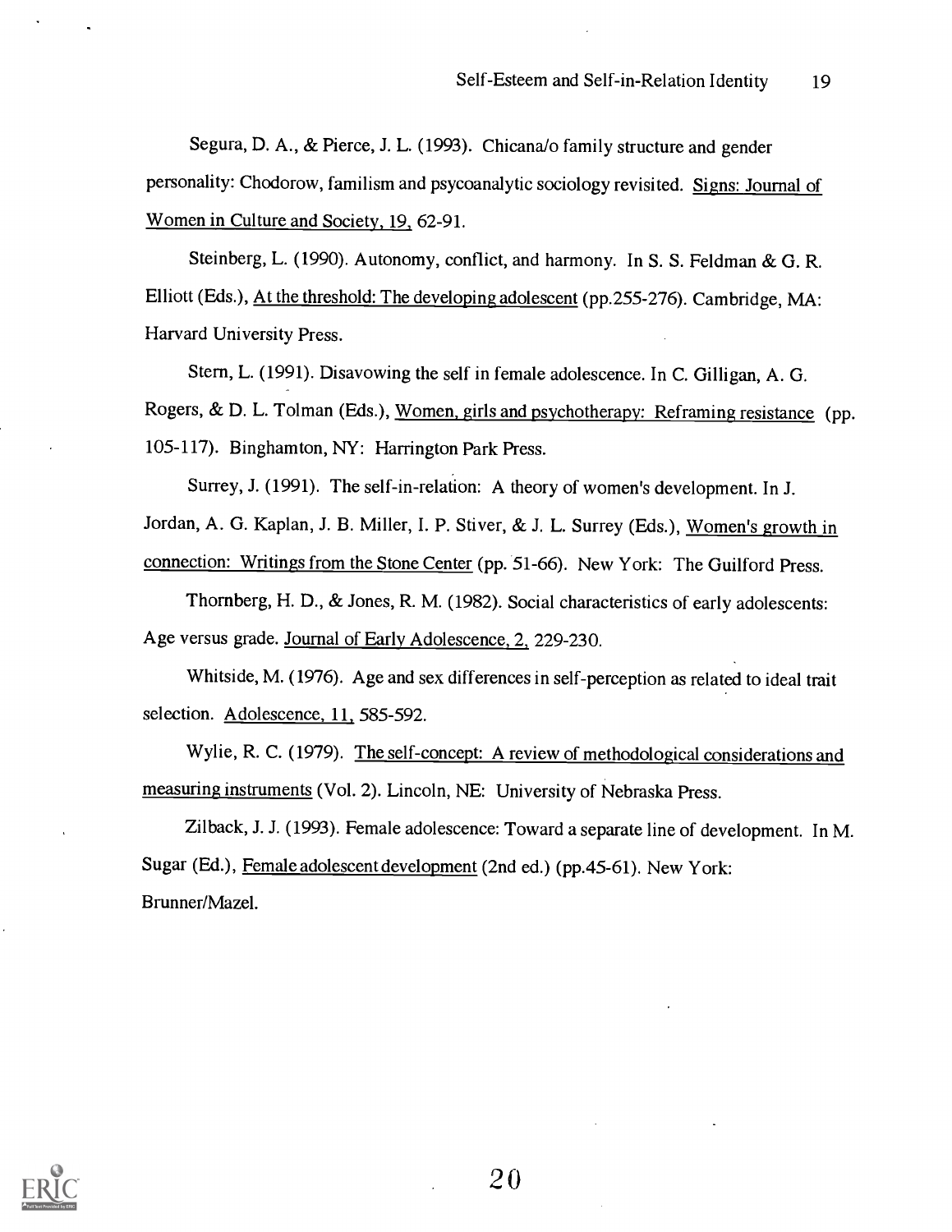Segura, D. A., & Pierce, J. L. (1993). Chicana/o family structure and gender personality: Chodorow, familism and psycoanalytic sociology revisited. Signs: Journal of Women in Culture and Society, 19, 62-91.

Steinberg, L. (1990). Autonomy, conflict, and harmony. In S. S. Feldman & G. R. Elliott (Eds.), At the threshold: The developing adolescent (pp.255-276). Cambridge, MA: Harvard University Press.

Stern, L. (1991). Disavowing the self in female adolescence. In C. Gilligan, A. G. Rogers, & D. L. Tolman (Eds.), Women, girls and psychotherapy: Reframing resistance (pp. 105-117). Binghamton, NY: Harrington Park Press.

Surrey, J. (1991). The self-in-relation: A theory of women's development. In J. Jordan, A. G. Kaplan, J. B. Miller, I. P. Stiver, & J. L. Surrey (Eds.), Women's growth in connection: Writings from the Stone Center (pp. 51-66). New York: The Guilford Press.

Thornberg, H. D., & Jones, R. M. (1982). Social characteristics of early adolescents: Age versus grade. Journal of Early Adolescence, 2, 229-230.

Whitside, M. (1976). Age and sex differences in self-perception as related to ideal trait selection. Adolescence, 11, 585-592.

Wylie, R. C. (1979). The self-concept: A review of methodological considerations and measuring instruments (Vol. 2). Lincoln, NE: University of Nebraska Press.

Zilback, J. J. (1993). Female adolescence: Toward a separate line of development. In M. Sugar (Ed.), Female adolescent development (2nd ed.) (pp.45-61). New York: Brunner/Mazel.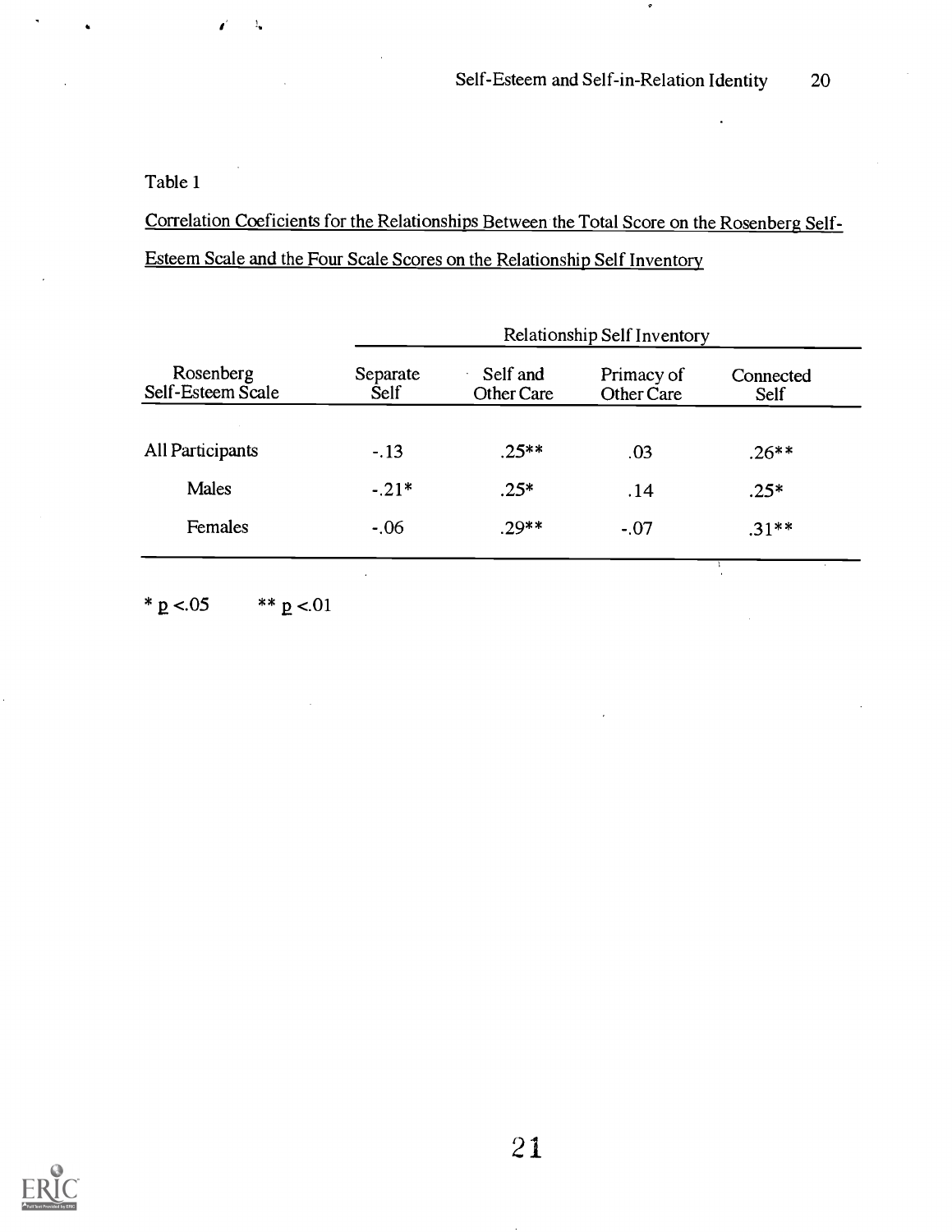Table 1

Correlation Coeficients for the Relationships Between the Total Score on the Rosenberg Self-Esteem Scale and the Four Scale Scores on the Relationship Self Inventory

| | Relationship Self Inventory | | | |
|---|---|---|---|---|
| Rosenberg Self-Esteem Scale | Separate Self | Self and Other Care | Primacy of Other Care | Connected Self |
| All Participants | -.13 | .25** | .03 | .26** |
| Males | -.21* | .25* | .14 | .25* |
| Females | -.06 | .29** | -.07 | .31** |

* $p < .05$ ** $p < .01$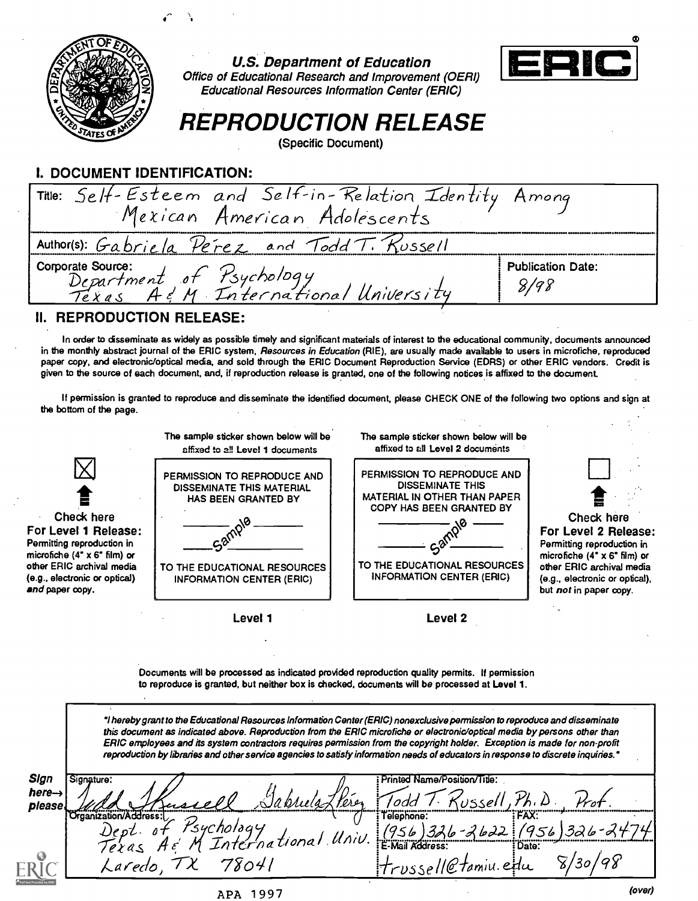U.S. Department of Education
*Office of Educational Research and Improvement (OERI)*
*Educational Resources Information Center (ERIC)*

ERIC®

# REPRODUCTION RELEASE

(Specific Document)

## I. DOCUMENT IDENTIFICATION:

Title: Self-Esteem and Self-in-Relation Identity Among Mexican American Adolescents

Author(s): Gabriela Pérez and Todd T. Russell

Corporate Source: Department of Psychology Texas A & M International University

Publication Date: 8/98

## II. REPRODUCTION RELEASE:

In order to disseminate as widely as possible timely and significant materials of interest to the educational community, documents announced in the monthly abstract journal of the ERIC system, *Resources in Education* (RIE), are usually made available to users in microfiche, reproduced paper copy, and electronic/optical media, and sold through the ERIC Document Reproduction Service (EDRS) or other ERIC vendors. Credit is given to the source of each document, and, if reproduction release is granted, one of the following notices is affixed to the document.

If permission is granted to reproduce and disseminate the identified document, please CHECK ONE of the following two options and sign at the bottom of the page.

[X] **Check here For Level 1 Release:** Permitting reproduction in microfiche (4" x 6" film) or other ERIC archival media (e.g., electronic or optical) *and* paper copy.

The sample sticker shown below will be affixed to all Level 1 documents

PERMISSION TO REPRODUCE AND DISSEMINATE THIS MATERIAL HAS BEEN GRANTED BY

Sample

TO THE EDUCATIONAL RESOURCES INFORMATION CENTER (ERIC)

**Level 1**

The sample sticker shown below will be affixed to all Level 2 documents

PERMISSION TO REPRODUCE AND DISSEMINATE THIS MATERIAL IN OTHER THAN PAPER COPY HAS BEEN GRANTED BY

Sample

TO THE EDUCATIONAL RESOURCES INFORMATION CENTER (ERIC)

**Level 2**

[ ] **Check here For Level 2 Release:** Permitting reproduction in microfiche (4" x 6" film) or other ERIC archival media (e.g., electronic or optical), but *not* in paper copy.

Documents will be processed as indicated provided reproduction quality permits. If permission to reproduce is granted, but neither box is checked, documents will be processed at Level 1.

*"I hereby grant to the Educational Resources Information Center (ERIC) nonexclusive permission to reproduce and disseminate this document as indicated above. Reproduction from the ERIC microfiche or electronic/optical media by persons other than ERIC employees and its system contractors requires permission from the copyright holder. Exception is made for non-profit reproduction by libraries and other service agencies to satisfy information needs of educators in response to discrete inquiries."*

**Sign here→ please**

Signature: Todd T. Russell Gabriela Pérez

Printed Name/Position/Title: Todd T. Russell, Ph.D., Prof.

Organization/Address: Dept. of Psychology Texas A & M International Univ. Laredo, TX 78041

Telephone: (956) 326-2622

FAX: (956) 326-2474

E-Mail Address: trussell@tamiu.edu

Date: 8/30/98

APA 1997

(over)